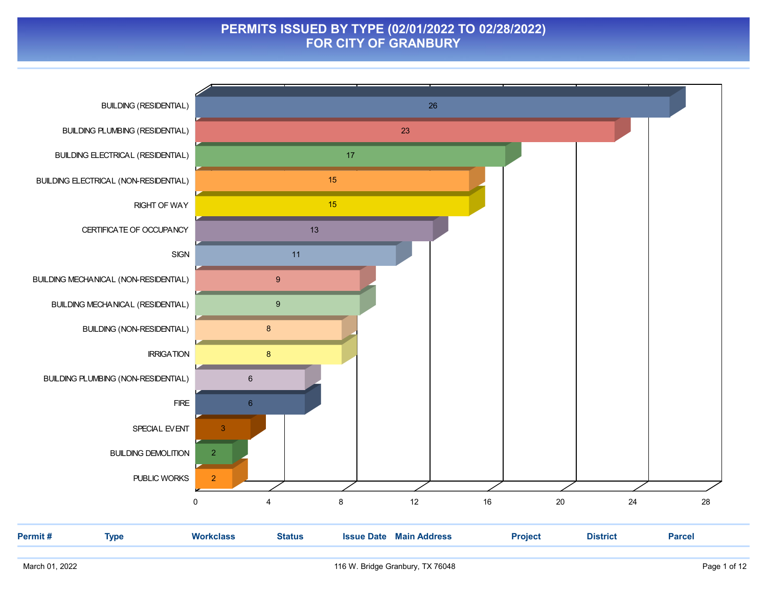# PERMITS ISSUED BY TYPE (02/01/2022 TO 02/28/2022)
# FOR CITY OF GRANBURY

| Type | Count |
|---|---|
| BUILDING (RESIDENTIAL) | 26 |
| BUILDING PLUMBING (RESIDENTIAL) | 23 |
| BUILDING ELECTRICAL (RESIDENTIAL) | 17 |
| BUILDING ELECTRICAL (NON-RESIDENTIAL) | 15 |
| RIGHT OF WAY | 15 |
| CERTIFICATE OF OCCUPANCY | 13 |
| SIGN | 11 |
| BUILDING MECHANICAL (NON-RESIDENTIAL) | 9 |
| BUILDING MECHANICAL (RESIDENTIAL) | 9 |
| BUILDING (NON-RESIDENTIAL) | 8 |
| IRRIGATION | 8 |
| BUILDING PLUMBING (NON-RESIDENTIAL) | 6 |
| FIRE | 6 |
| SPECIAL EVENT | 3 |
| BUILDING DEMOLITION | 2 |
| PUBLIC WORKS | 2 |

| Permit # | Type | Workclass | Status | Issue Date | Main Address | Project | District | Parcel |
|---|---|---|---|---|---|---|---|---|

March 01, 2022 — 116 W. Bridge Granbury, TX 76048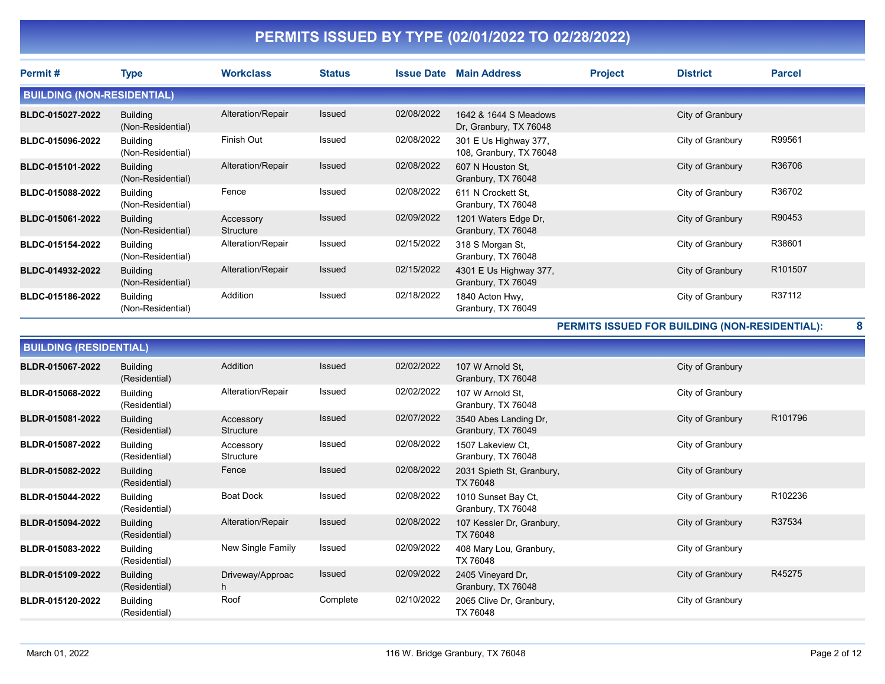# PERMITS ISSUED BY TYPE (02/01/2022 TO 02/28/2022)

| Permit # | Type | Workclass | Status | Issue Date | Main Address | Project | District | Parcel |
|---|---|---|---|---|---|---|---|---|
| **BUILDING (NON-RESIDENTIAL)** | | | | | | | | |
| **BLDC-015027-2022** | Building (Non-Residential) | Alteration/Repair | Issued | 02/08/2022 | 1642 & 1644 S Meadows Dr, Granbury, TX 76048 | | City of Granbury | |
| **BLDC-015096-2022** | Building (Non-Residential) | Finish Out | Issued | 02/08/2022 | 301 E Us Highway 377, 108, Granbury, TX 76048 | | City of Granbury | R99561 |
| **BLDC-015101-2022** | Building (Non-Residential) | Alteration/Repair | Issued | 02/08/2022 | 607 N Houston St, Granbury, TX 76048 | | City of Granbury | R36706 |
| **BLDC-015088-2022** | Building (Non-Residential) | Fence | Issued | 02/08/2022 | 611 N Crockett St, Granbury, TX 76048 | | City of Granbury | R36702 |
| **BLDC-015061-2022** | Building (Non-Residential) | Accessory Structure | Issued | 02/09/2022 | 1201 Waters Edge Dr, Granbury, TX 76048 | | City of Granbury | R90453 |
| **BLDC-015154-2022** | Building (Non-Residential) | Alteration/Repair | Issued | 02/15/2022 | 318 S Morgan St, Granbury, TX 76048 | | City of Granbury | R38601 |
| **BLDC-014932-2022** | Building (Non-Residential) | Alteration/Repair | Issued | 02/15/2022 | 4301 E Us Highway 377, Granbury, TX 76049 | | City of Granbury | R101507 |
| **BLDC-015186-2022** | Building (Non-Residential) | Addition | Issued | 02/18/2022 | 1840 Acton Hwy, Granbury, TX 76049 | | City of Granbury | R37112 |
| | | | | | | | **PERMITS ISSUED FOR BUILDING (NON-RESIDENTIAL):** | **8** |
| **BUILDING (RESIDENTIAL)** | | | | | | | | |
| **BLDR-015067-2022** | Building (Residential) | Addition | Issued | 02/02/2022 | 107 W Arnold St, Granbury, TX 76048 | | City of Granbury | |
| **BLDR-015068-2022** | Building (Residential) | Alteration/Repair | Issued | 02/02/2022 | 107 W Arnold St, Granbury, TX 76048 | | City of Granbury | |
| **BLDR-015081-2022** | Building (Residential) | Accessory Structure | Issued | 02/07/2022 | 3540 Abes Landing Dr, Granbury, TX 76049 | | City of Granbury | R101796 |
| **BLDR-015087-2022** | Building (Residential) | Accessory Structure | Issued | 02/08/2022 | 1507 Lakeview Ct, Granbury, TX 76048 | | City of Granbury | |
| **BLDR-015082-2022** | Building (Residential) | Fence | Issued | 02/08/2022 | 2031 Spieth St, Granbury, TX 76048 | | City of Granbury | |
| **BLDR-015044-2022** | Building (Residential) | Boat Dock | Issued | 02/08/2022 | 1010 Sunset Bay Ct, Granbury, TX 76048 | | City of Granbury | R102236 |
| **BLDR-015094-2022** | Building (Residential) | Alteration/Repair | Issued | 02/08/2022 | 107 Kessler Dr, Granbury, TX 76048 | | City of Granbury | R37534 |
| **BLDR-015083-2022** | Building (Residential) | New Single Family | Issued | 02/09/2022 | 408 Mary Lou, Granbury, TX 76048 | | City of Granbury | |
| **BLDR-015109-2022** | Building (Residential) | Driveway/Approach | Issued | 02/09/2022 | 2405 Vineyard Dr, Granbury, TX 76048 | | City of Granbury | R45275 |
| **BLDR-015120-2022** | Building (Residential) | Roof | Complete | 02/10/2022 | 2065 Clive Dr, Granbury, TX 76048 | | City of Granbury | |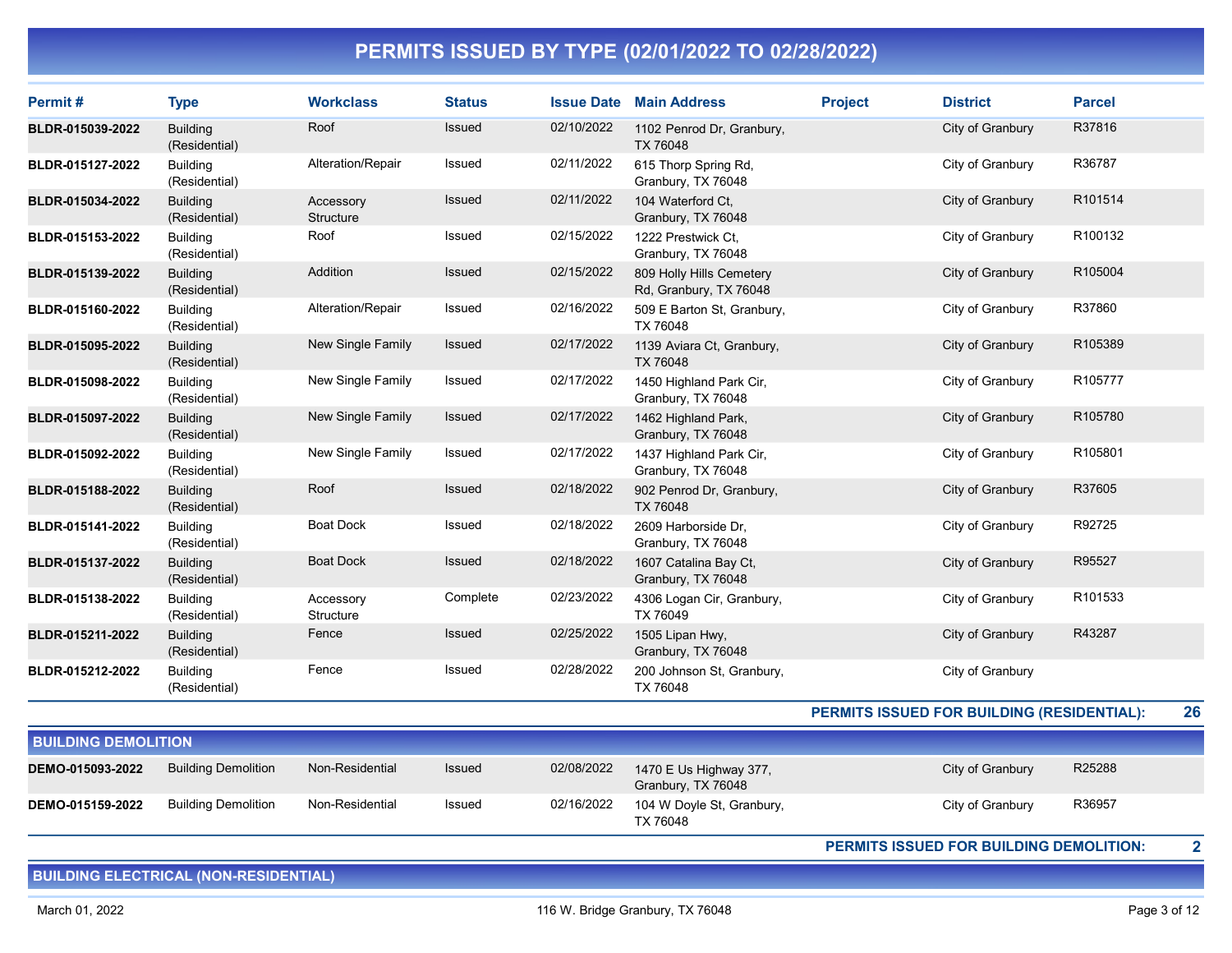# PERMITS ISSUED BY TYPE (02/01/2022 TO 02/28/2022)

| Permit # | Type | Workclass | Status | Issue Date | Main Address | Project | District | Parcel |
|---|---|---|---|---|---|---|---|---|
| BLDR-015039-2022 | Building (Residential) | Roof | Issued | 02/10/2022 | 1102 Penrod Dr, Granbury, TX 76048 | | City of Granbury | R37816 |
| BLDR-015127-2022 | Building (Residential) | Alteration/Repair | Issued | 02/11/2022 | 615 Thorp Spring Rd, Granbury, TX 76048 | | City of Granbury | R36787 |
| BLDR-015034-2022 | Building (Residential) | Accessory Structure | Issued | 02/11/2022 | 104 Waterford Ct, Granbury, TX 76048 | | City of Granbury | R101514 |
| BLDR-015153-2022 | Building (Residential) | Roof | Issued | 02/15/2022 | 1222 Prestwick Ct, Granbury, TX 76048 | | City of Granbury | R100132 |
| BLDR-015139-2022 | Building (Residential) | Addition | Issued | 02/15/2022 | 809 Holly Hills Cemetery Rd, Granbury, TX 76048 | | City of Granbury | R105004 |
| BLDR-015160-2022 | Building (Residential) | Alteration/Repair | Issued | 02/16/2022 | 509 E Barton St, Granbury, TX 76048 | | City of Granbury | R37860 |
| BLDR-015095-2022 | Building (Residential) | New Single Family | Issued | 02/17/2022 | 1139 Aviara Ct, Granbury, TX 76048 | | City of Granbury | R105389 |
| BLDR-015098-2022 | Building (Residential) | New Single Family | Issued | 02/17/2022 | 1450 Highland Park Cir, Granbury, TX 76048 | | City of Granbury | R105777 |
| BLDR-015097-2022 | Building (Residential) | New Single Family | Issued | 02/17/2022 | 1462 Highland Park, Granbury, TX 76048 | | City of Granbury | R105780 |
| BLDR-015092-2022 | Building (Residential) | New Single Family | Issued | 02/17/2022 | 1437 Highland Park Cir, Granbury, TX 76048 | | City of Granbury | R105801 |
| BLDR-015188-2022 | Building (Residential) | Roof | Issued | 02/18/2022 | 902 Penrod Dr, Granbury, TX 76048 | | City of Granbury | R37605 |
| BLDR-015141-2022 | Building (Residential) | Boat Dock | Issued | 02/18/2022 | 2609 Harborside Dr, Granbury, TX 76048 | | City of Granbury | R92725 |
| BLDR-015137-2022 | Building (Residential) | Boat Dock | Issued | 02/18/2022 | 1607 Catalina Bay Ct, Granbury, TX 76048 | | City of Granbury | R95527 |
| BLDR-015138-2022 | Building (Residential) | Accessory Structure | Complete | 02/23/2022 | 4306 Logan Cir, Granbury, TX 76049 | | City of Granbury | R101533 |
| BLDR-015211-2022 | Building (Residential) | Fence | Issued | 02/25/2022 | 1505 Lipan Hwy, Granbury, TX 76048 | | City of Granbury | R43287 |
| BLDR-015212-2022 | Building (Residential) | Fence | Issued | 02/28/2022 | 200 Johnson St, Granbury, TX 76048 | | City of Granbury | |

**PERMITS ISSUED FOR BUILDING (RESIDENTIAL): 26**

## BUILDING DEMOLITION

| Permit # | Type | Workclass | Status | Issue Date | Main Address | Project | District | Parcel |
|---|---|---|---|---|---|---|---|---|
| DEMO-015093-2022 | Building Demolition | Non-Residential | Issued | 02/08/2022 | 1470 E Us Highway 377, Granbury, TX 76048 | | City of Granbury | R25288 |
| DEMO-015159-2022 | Building Demolition | Non-Residential | Issued | 02/16/2022 | 104 W Doyle St, Granbury, TX 76048 | | City of Granbury | R36957 |

**PERMITS ISSUED FOR BUILDING DEMOLITION: 2**

## BUILDING ELECTRICAL (NON-RESIDENTIAL)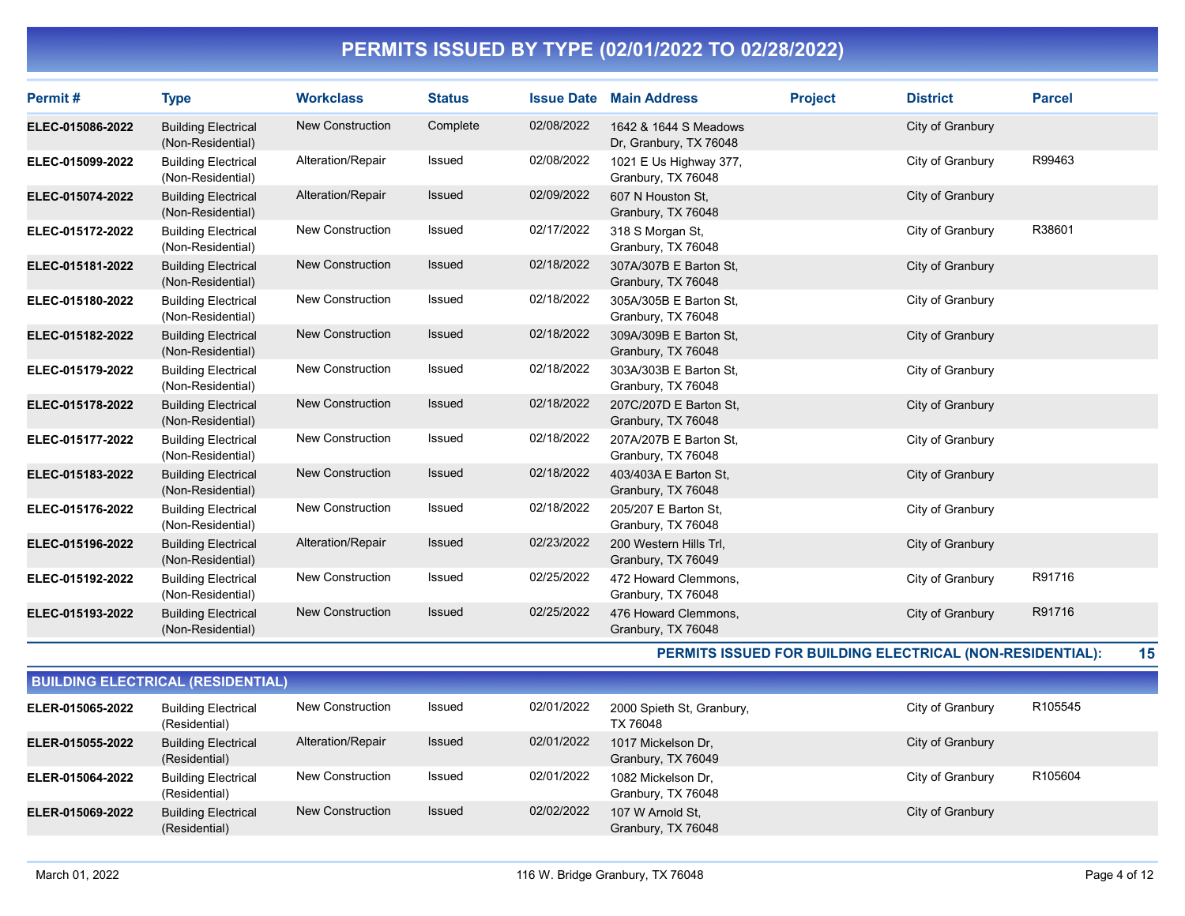# PERMITS ISSUED BY TYPE (02/01/2022 TO 02/28/2022)

| Permit # | Type | Workclass | Status | Issue Date | Main Address | Project | District | Parcel |
|---|---|---|---|---|---|---|---|---|
| ELEC-015086-2022 | Building Electrical (Non-Residential) | New Construction | Complete | 02/08/2022 | 1642 & 1644 S Meadows Dr, Granbury, TX 76048 | | City of Granbury | |
| ELEC-015099-2022 | Building Electrical (Non-Residential) | Alteration/Repair | Issued | 02/08/2022 | 1021 E Us Highway 377, Granbury, TX 76048 | | City of Granbury | R99463 |
| ELEC-015074-2022 | Building Electrical (Non-Residential) | Alteration/Repair | Issued | 02/09/2022 | 607 N Houston St, Granbury, TX 76048 | | City of Granbury | |
| ELEC-015172-2022 | Building Electrical (Non-Residential) | New Construction | Issued | 02/17/2022 | 318 S Morgan St, Granbury, TX 76048 | | City of Granbury | R38601 |
| ELEC-015181-2022 | Building Electrical (Non-Residential) | New Construction | Issued | 02/18/2022 | 307A/307B E Barton St, Granbury, TX 76048 | | City of Granbury | |
| ELEC-015180-2022 | Building Electrical (Non-Residential) | New Construction | Issued | 02/18/2022 | 305A/305B E Barton St, Granbury, TX 76048 | | City of Granbury | |
| ELEC-015182-2022 | Building Electrical (Non-Residential) | New Construction | Issued | 02/18/2022 | 309A/309B E Barton St, Granbury, TX 76048 | | City of Granbury | |
| ELEC-015179-2022 | Building Electrical (Non-Residential) | New Construction | Issued | 02/18/2022 | 303A/303B E Barton St, Granbury, TX 76048 | | City of Granbury | |
| ELEC-015178-2022 | Building Electrical (Non-Residential) | New Construction | Issued | 02/18/2022 | 207C/207D E Barton St, Granbury, TX 76048 | | City of Granbury | |
| ELEC-015177-2022 | Building Electrical (Non-Residential) | New Construction | Issued | 02/18/2022 | 207A/207B E Barton St, Granbury, TX 76048 | | City of Granbury | |
| ELEC-015183-2022 | Building Electrical (Non-Residential) | New Construction | Issued | 02/18/2022 | 403/403A E Barton St, Granbury, TX 76048 | | City of Granbury | |
| ELEC-015176-2022 | Building Electrical (Non-Residential) | New Construction | Issued | 02/18/2022 | 205/207 E Barton St, Granbury, TX 76048 | | City of Granbury | |
| ELEC-015196-2022 | Building Electrical (Non-Residential) | Alteration/Repair | Issued | 02/23/2022 | 200 Western Hills Trl, Granbury, TX 76049 | | City of Granbury | |
| ELEC-015192-2022 | Building Electrical (Non-Residential) | New Construction | Issued | 02/25/2022 | 472 Howard Clemmons, Granbury, TX 76048 | | City of Granbury | R91716 |
| ELEC-015193-2022 | Building Electrical (Non-Residential) | New Construction | Issued | 02/25/2022 | 476 Howard Clemmons, Granbury, TX 76048 | | City of Granbury | R91716 |

**PERMITS ISSUED FOR BUILDING ELECTRICAL (NON-RESIDENTIAL): 15**

## BUILDING ELECTRICAL (RESIDENTIAL)

| Permit # | Type | Workclass | Status | Issue Date | Main Address | Project | District | Parcel |
|---|---|---|---|---|---|---|---|---|
| ELER-015065-2022 | Building Electrical (Residential) | New Construction | Issued | 02/01/2022 | 2000 Spieth St, Granbury, TX 76048 | | City of Granbury | R105545 |
| ELER-015055-2022 | Building Electrical (Residential) | Alteration/Repair | Issued | 02/01/2022 | 1017 Mickelson Dr, Granbury, TX 76049 | | City of Granbury | |
| ELER-015064-2022 | Building Electrical (Residential) | New Construction | Issued | 02/01/2022 | 1082 Mickelson Dr, Granbury, TX 76048 | | City of Granbury | R105604 |
| ELER-015069-2022 | Building Electrical (Residential) | New Construction | Issued | 02/02/2022 | 107 W Arnold St, Granbury, TX 76048 | | City of Granbury | |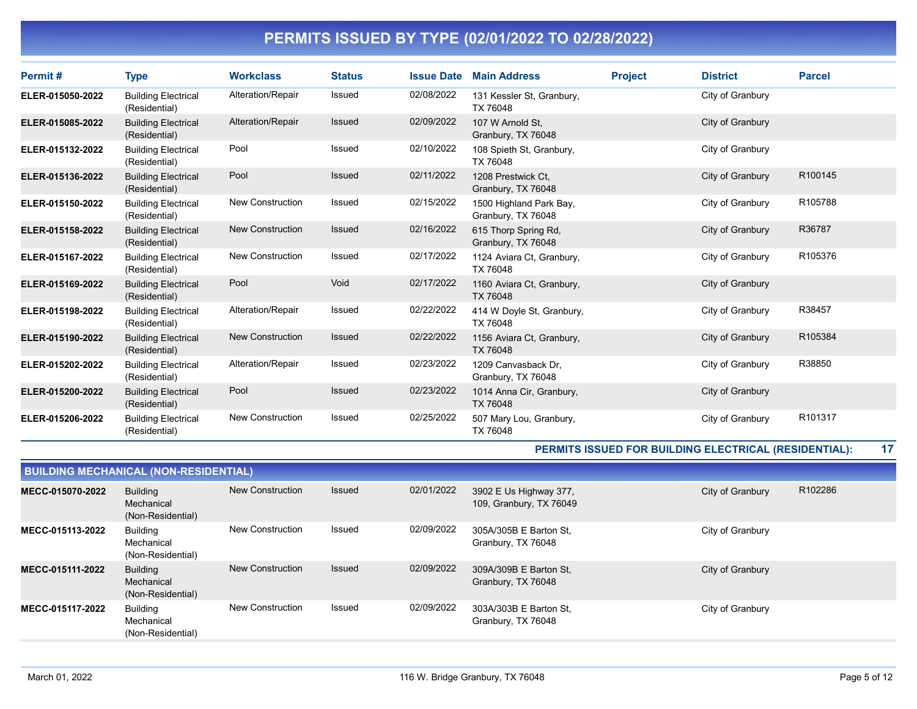# PERMITS ISSUED BY TYPE (02/01/2022 TO 02/28/2022)

| Permit # | Type | Workclass | Status | Issue Date | Main Address | Project | District | Parcel |
|---|---|---|---|---|---|---|---|---|
| ELER-015050-2022 | Building Electrical (Residential) | Alteration/Repair | Issued | 02/08/2022 | 131 Kessler St, Granbury, TX 76048 | | City of Granbury | |
| ELER-015085-2022 | Building Electrical (Residential) | Alteration/Repair | Issued | 02/09/2022 | 107 W Arnold St, Granbury, TX 76048 | | City of Granbury | |
| ELER-015132-2022 | Building Electrical (Residential) | Pool | Issued | 02/10/2022 | 108 Spieth St, Granbury, TX 76048 | | City of Granbury | |
| ELER-015136-2022 | Building Electrical (Residential) | Pool | Issued | 02/11/2022 | 1208 Prestwick Ct, Granbury, TX 76048 | | City of Granbury | R100145 |
| ELER-015150-2022 | Building Electrical (Residential) | New Construction | Issued | 02/15/2022 | 1500 Highland Park Bay, Granbury, TX 76048 | | City of Granbury | R105788 |
| ELER-015158-2022 | Building Electrical (Residential) | New Construction | Issued | 02/16/2022 | 615 Thorp Spring Rd, Granbury, TX 76048 | | City of Granbury | R36787 |
| ELER-015167-2022 | Building Electrical (Residential) | New Construction | Issued | 02/17/2022 | 1124 Aviara Ct, Granbury, TX 76048 | | City of Granbury | R105376 |
| ELER-015169-2022 | Building Electrical (Residential) | Pool | Void | 02/17/2022 | 1160 Aviara Ct, Granbury, TX 76048 | | City of Granbury | |
| ELER-015198-2022 | Building Electrical (Residential) | Alteration/Repair | Issued | 02/22/2022 | 414 W Doyle St, Granbury, TX 76048 | | City of Granbury | R38457 |
| ELER-015190-2022 | Building Electrical (Residential) | New Construction | Issued | 02/22/2022 | 1156 Aviara Ct, Granbury, TX 76048 | | City of Granbury | R105384 |
| ELER-015202-2022 | Building Electrical (Residential) | Alteration/Repair | Issued | 02/23/2022 | 1209 Canvasback Dr, Granbury, TX 76048 | | City of Granbury | R38850 |
| ELER-015200-2022 | Building Electrical (Residential) | Pool | Issued | 02/23/2022 | 1014 Anna Cir, Granbury, TX 76048 | | City of Granbury | |
| ELER-015206-2022 | Building Electrical (Residential) | New Construction | Issued | 02/25/2022 | 507 Mary Lou, Granbury, TX 76048 | | City of Granbury | R101317 |

**PERMITS ISSUED FOR BUILDING ELECTRICAL (RESIDENTIAL): 17**

## BUILDING MECHANICAL (NON-RESIDENTIAL)

| Permit # | Type | Workclass | Status | Issue Date | Main Address | Project | District | Parcel |
|---|---|---|---|---|---|---|---|---|
| MECC-015070-2022 | Building Mechanical (Non-Residential) | New Construction | Issued | 02/01/2022 | 3902 E Us Highway 377, 109, Granbury, TX 76049 | | City of Granbury | R102286 |
| MECC-015113-2022 | Building Mechanical (Non-Residential) | New Construction | Issued | 02/09/2022 | 305A/305B E Barton St, Granbury, TX 76048 | | City of Granbury | |
| MECC-015111-2022 | Building Mechanical (Non-Residential) | New Construction | Issued | 02/09/2022 | 309A/309B E Barton St, Granbury, TX 76048 | | City of Granbury | |
| MECC-015117-2022 | Building Mechanical (Non-Residential) | New Construction | Issued | 02/09/2022 | 303A/303B E Barton St, Granbury, TX 76048 | | City of Granbury | |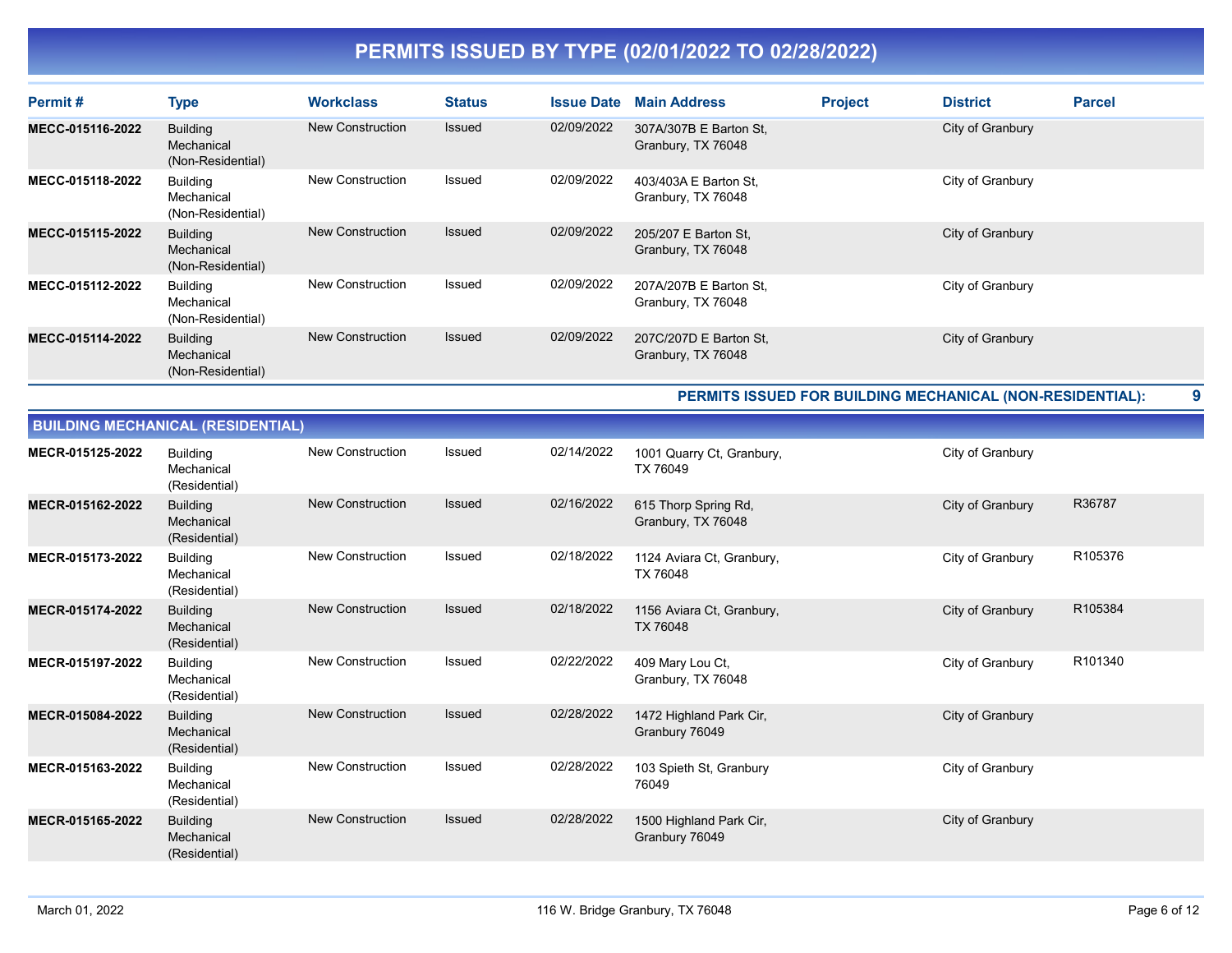# PERMITS ISSUED BY TYPE (02/01/2022 TO 02/28/2022)

| Permit # | Type | Workclass | Status | Issue Date | Main Address | Project | District | Parcel |
|---|---|---|---|---|---|---|---|---|
| **MECC-015116-2022** | Building Mechanical (Non-Residential) | New Construction | Issued | 02/09/2022 | 307A/307B E Barton St, Granbury, TX 76048 | | City of Granbury | |
| **MECC-015118-2022** | Building Mechanical (Non-Residential) | New Construction | Issued | 02/09/2022 | 403/403A E Barton St, Granbury, TX 76048 | | City of Granbury | |
| **MECC-015115-2022** | Building Mechanical (Non-Residential) | New Construction | Issued | 02/09/2022 | 205/207 E Barton St, Granbury, TX 76048 | | City of Granbury | |
| **MECC-015112-2022** | Building Mechanical (Non-Residential) | New Construction | Issued | 02/09/2022 | 207A/207B E Barton St, Granbury, TX 76048 | | City of Granbury | |
| **MECC-015114-2022** | Building Mechanical (Non-Residential) | New Construction | Issued | 02/09/2022 | 207C/207D E Barton St, Granbury, TX 76048 | | City of Granbury | |

**PERMITS ISSUED FOR BUILDING MECHANICAL (NON-RESIDENTIAL): 9**

## BUILDING MECHANICAL (RESIDENTIAL)

| Permit # | Type | Workclass | Status | Issue Date | Main Address | Project | District | Parcel |
|---|---|---|---|---|---|---|---|---|
| **MECR-015125-2022** | Building Mechanical (Residential) | New Construction | Issued | 02/14/2022 | 1001 Quarry Ct, Granbury, TX 76049 | | City of Granbury | |
| **MECR-015162-2022** | Building Mechanical (Residential) | New Construction | Issued | 02/16/2022 | 615 Thorp Spring Rd, Granbury, TX 76048 | | City of Granbury | R36787 |
| **MECR-015173-2022** | Building Mechanical (Residential) | New Construction | Issued | 02/18/2022 | 1124 Aviara Ct, Granbury, TX 76048 | | City of Granbury | R105376 |
| **MECR-015174-2022** | Building Mechanical (Residential) | New Construction | Issued | 02/18/2022 | 1156 Aviara Ct, Granbury, TX 76048 | | City of Granbury | R105384 |
| **MECR-015197-2022** | Building Mechanical (Residential) | New Construction | Issued | 02/22/2022 | 409 Mary Lou Ct, Granbury, TX 76048 | | City of Granbury | R101340 |
| **MECR-015084-2022** | Building Mechanical (Residential) | New Construction | Issued | 02/28/2022 | 1472 Highland Park Cir, Granbury 76049 | | City of Granbury | |
| **MECR-015163-2022** | Building Mechanical (Residential) | New Construction | Issued | 02/28/2022 | 103 Spieth St, Granbury 76049 | | City of Granbury | |
| **MECR-015165-2022** | Building Mechanical (Residential) | New Construction | Issued | 02/28/2022 | 1500 Highland Park Cir, Granbury 76049 | | City of Granbury | |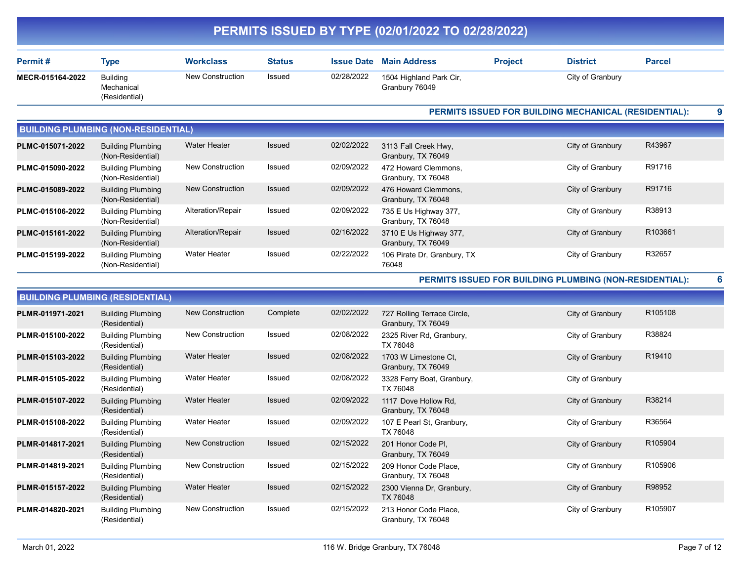# PERMITS ISSUED BY TYPE (02/01/2022 TO 02/28/2022)

| Permit # | Type | Workclass | Status | Issue Date | Main Address | Project | District | Parcel |
|---|---|---|---|---|---|---|---|---|
| MECR-015164-2022 | Building Mechanical (Residential) | New Construction | Issued | 02/28/2022 | 1504 Highland Park Cir, Granbury 76049 | | City of Granbury | |

**PERMITS ISSUED FOR BUILDING MECHANICAL (RESIDENTIAL): 9**

## BUILDING PLUMBING (NON-RESIDENTIAL)

| Permit # | Type | Workclass | Status | Issue Date | Main Address | Project | District | Parcel |
|---|---|---|---|---|---|---|---|---|
| PLMC-015071-2022 | Building Plumbing (Non-Residential) | Water Heater | Issued | 02/02/2022 | 3113 Fall Creek Hwy, Granbury, TX 76049 | | City of Granbury | R43967 |
| PLMC-015090-2022 | Building Plumbing (Non-Residential) | New Construction | Issued | 02/09/2022 | 472 Howard Clemmons, Granbury, TX 76048 | | City of Granbury | R91716 |
| PLMC-015089-2022 | Building Plumbing (Non-Residential) | New Construction | Issued | 02/09/2022 | 476 Howard Clemmons, Granbury, TX 76048 | | City of Granbury | R91716 |
| PLMC-015106-2022 | Building Plumbing (Non-Residential) | Alteration/Repair | Issued | 02/09/2022 | 735 E Us Highway 377, Granbury, TX 76048 | | City of Granbury | R38913 |
| PLMC-015161-2022 | Building Plumbing (Non-Residential) | Alteration/Repair | Issued | 02/16/2022 | 3710 E Us Highway 377, Granbury, TX 76049 | | City of Granbury | R103661 |
| PLMC-015199-2022 | Building Plumbing (Non-Residential) | Water Heater | Issued | 02/22/2022 | 106 Pirate Dr, Granbury, TX 76048 | | City of Granbury | R32657 |

**PERMITS ISSUED FOR BUILDING PLUMBING (NON-RESIDENTIAL): 6**

## BUILDING PLUMBING (RESIDENTIAL)

| Permit # | Type | Workclass | Status | Issue Date | Main Address | Project | District | Parcel |
|---|---|---|---|---|---|---|---|---|
| PLMR-011971-2021 | Building Plumbing (Residential) | New Construction | Complete | 02/02/2022 | 727 Rolling Terrace Circle, Granbury, TX 76049 | | City of Granbury | R105108 |
| PLMR-015100-2022 | Building Plumbing (Residential) | New Construction | Issued | 02/08/2022 | 2325 River Rd, Granbury, TX 76048 | | City of Granbury | R38824 |
| PLMR-015103-2022 | Building Plumbing (Residential) | Water Heater | Issued | 02/08/2022 | 1703 W Limestone Ct, Granbury, TX 76049 | | City of Granbury | R19410 |
| PLMR-015105-2022 | Building Plumbing (Residential) | Water Heater | Issued | 02/08/2022 | 3328 Ferry Boat, Granbury, TX 76048 | | City of Granbury | |
| PLMR-015107-2022 | Building Plumbing (Residential) | Water Heater | Issued | 02/09/2022 | 1117 Dove Hollow Rd, Granbury, TX 76048 | | City of Granbury | R38214 |
| PLMR-015108-2022 | Building Plumbing (Residential) | Water Heater | Issued | 02/09/2022 | 107 E Pearl St, Granbury, TX 76048 | | City of Granbury | R36564 |
| PLMR-014817-2021 | Building Plumbing (Residential) | New Construction | Issued | 02/15/2022 | 201 Honor Code Pl, Granbury, TX 76049 | | City of Granbury | R105904 |
| PLMR-014819-2021 | Building Plumbing (Residential) | New Construction | Issued | 02/15/2022 | 209 Honor Code Place, Granbury, TX 76048 | | City of Granbury | R105906 |
| PLMR-015157-2022 | Building Plumbing (Residential) | Water Heater | Issued | 02/15/2022 | 2300 Vienna Dr, Granbury, TX 76048 | | City of Granbury | R98952 |
| PLMR-014820-2021 | Building Plumbing (Residential) | New Construction | Issued | 02/15/2022 | 213 Honor Code Place, Granbury, TX 76048 | | City of Granbury | R105907 |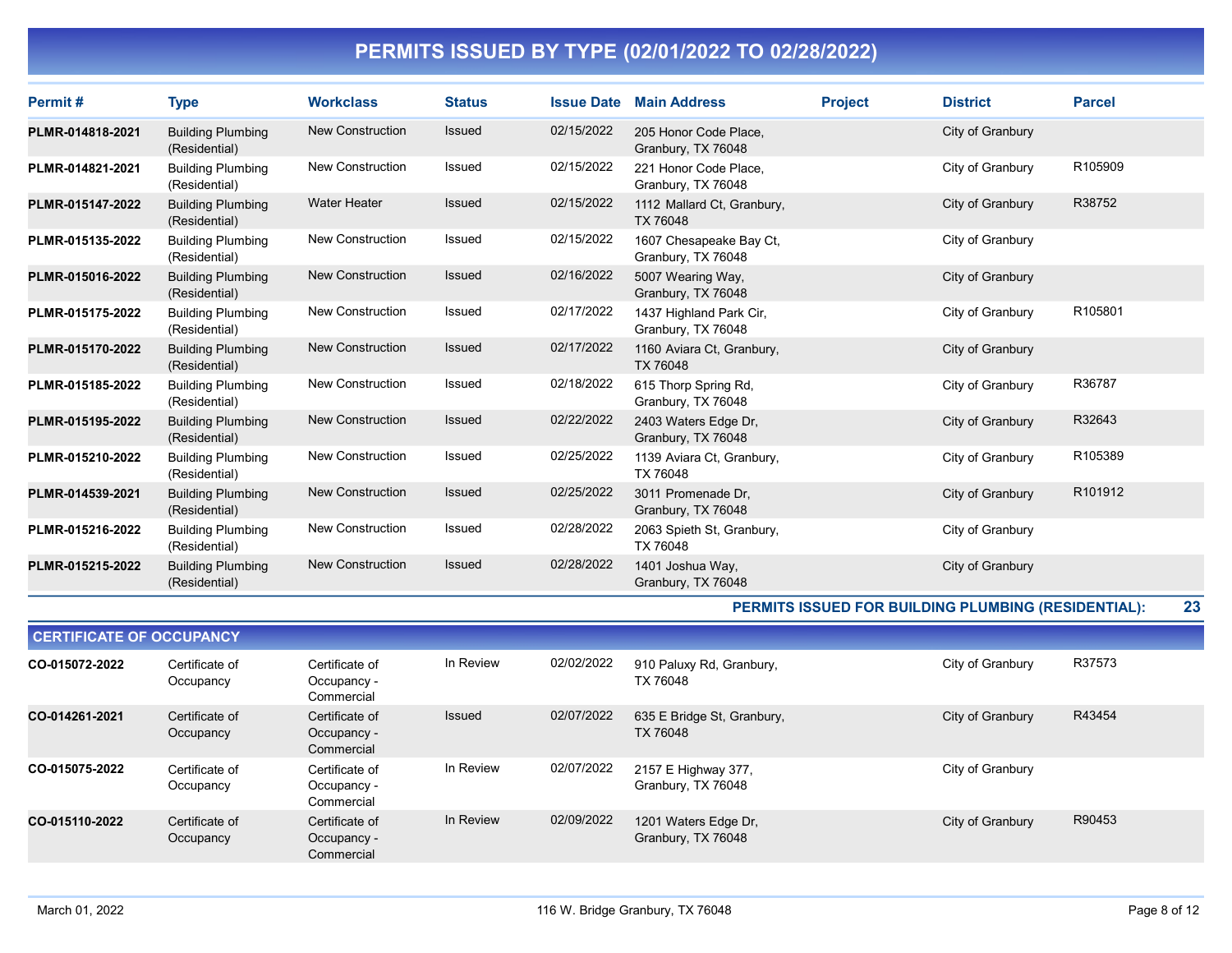# PERMITS ISSUED BY TYPE (02/01/2022 TO 02/28/2022)

| Permit # | Type | Workclass | Status | Issue Date | Main Address | Project | District | Parcel |
|---|---|---|---|---|---|---|---|---|
| PLMR-014818-2021 | Building Plumbing (Residential) | New Construction | Issued | 02/15/2022 | 205 Honor Code Place, Granbury, TX 76048 | | City of Granbury | |
| PLMR-014821-2021 | Building Plumbing (Residential) | New Construction | Issued | 02/15/2022 | 221 Honor Code Place, Granbury, TX 76048 | | City of Granbury | R105909 |
| PLMR-015147-2022 | Building Plumbing (Residential) | Water Heater | Issued | 02/15/2022 | 1112 Mallard Ct, Granbury, TX 76048 | | City of Granbury | R38752 |
| PLMR-015135-2022 | Building Plumbing (Residential) | New Construction | Issued | 02/15/2022 | 1607 Chesapeake Bay Ct, Granbury, TX 76048 | | City of Granbury | |
| PLMR-015016-2022 | Building Plumbing (Residential) | New Construction | Issued | 02/16/2022 | 5007 Wearing Way, Granbury, TX 76048 | | City of Granbury | |
| PLMR-015175-2022 | Building Plumbing (Residential) | New Construction | Issued | 02/17/2022 | 1437 Highland Park Cir, Granbury, TX 76048 | | City of Granbury | R105801 |
| PLMR-015170-2022 | Building Plumbing (Residential) | New Construction | Issued | 02/17/2022 | 1160 Aviara Ct, Granbury, TX 76048 | | City of Granbury | |
| PLMR-015185-2022 | Building Plumbing (Residential) | New Construction | Issued | 02/18/2022 | 615 Thorp Spring Rd, Granbury, TX 76048 | | City of Granbury | R36787 |
| PLMR-015195-2022 | Building Plumbing (Residential) | New Construction | Issued | 02/22/2022 | 2403 Waters Edge Dr, Granbury, TX 76048 | | City of Granbury | R32643 |
| PLMR-015210-2022 | Building Plumbing (Residential) | New Construction | Issued | 02/25/2022 | 1139 Aviara Ct, Granbury, TX 76048 | | City of Granbury | R105389 |
| PLMR-014539-2021 | Building Plumbing (Residential) | New Construction | Issued | 02/25/2022 | 3011 Promenade Dr, Granbury, TX 76048 | | City of Granbury | R101912 |
| PLMR-015216-2022 | Building Plumbing (Residential) | New Construction | Issued | 02/28/2022 | 2063 Spieth St, Granbury, TX 76048 | | City of Granbury | |
| PLMR-015215-2022 | Building Plumbing (Residential) | New Construction | Issued | 02/28/2022 | 1401 Joshua Way, Granbury, TX 76048 | | City of Granbury | |

**PERMITS ISSUED FOR BUILDING PLUMBING (RESIDENTIAL): 23**

## CERTIFICATE OF OCCUPANCY

| Permit # | Type | Workclass | Status | Issue Date | Main Address | Project | District | Parcel |
|---|---|---|---|---|---|---|---|---|
| CO-015072-2022 | Certificate of Occupancy | Certificate of Occupancy - Commercial | In Review | 02/02/2022 | 910 Paluxy Rd, Granbury, TX 76048 | | City of Granbury | R37573 |
| CO-014261-2021 | Certificate of Occupancy | Certificate of Occupancy - Commercial | Issued | 02/07/2022 | 635 E Bridge St, Granbury, TX 76048 | | City of Granbury | R43454 |
| CO-015075-2022 | Certificate of Occupancy | Certificate of Occupancy - Commercial | In Review | 02/07/2022 | 2157 E Highway 377, Granbury, TX 76048 | | City of Granbury | |
| CO-015110-2022 | Certificate of Occupancy | Certificate of Occupancy - Commercial | In Review | 02/09/2022 | 1201 Waters Edge Dr, Granbury, TX 76048 | | City of Granbury | R90453 |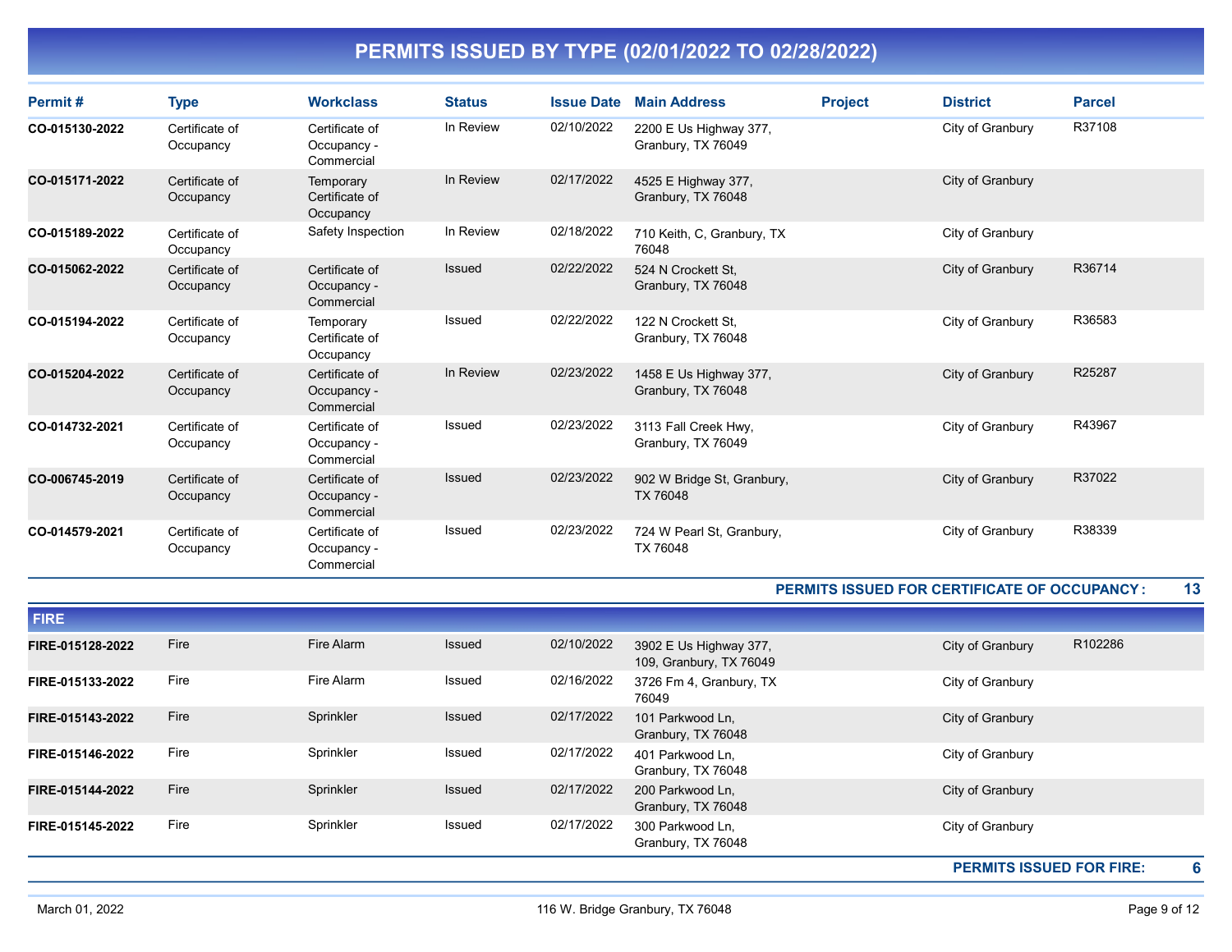# PERMITS ISSUED BY TYPE (02/01/2022 TO 02/28/2022)

| Permit # | Type | Workclass | Status | Issue Date | Main Address | Project | District | Parcel |
|---|---|---|---|---|---|---|---|---|
| CO-015130-2022 | Certificate of Occupancy | Certificate of Occupancy - Commercial | In Review | 02/10/2022 | 2200 E Us Highway 377, Granbury, TX 76049 | | City of Granbury | R37108 |
| CO-015171-2022 | Certificate of Occupancy | Temporary Certificate of Occupancy | In Review | 02/17/2022 | 4525 E Highway 377, Granbury, TX 76048 | | City of Granbury | |
| CO-015189-2022 | Certificate of Occupancy | Safety Inspection | In Review | 02/18/2022 | 710 Keith, C, Granbury, TX 76048 | | City of Granbury | |
| CO-015062-2022 | Certificate of Occupancy | Certificate of Occupancy - Commercial | Issued | 02/22/2022 | 524 N Crockett St, Granbury, TX 76048 | | City of Granbury | R36714 |
| CO-015194-2022 | Certificate of Occupancy | Temporary Certificate of Occupancy | Issued | 02/22/2022 | 122 N Crockett St, Granbury, TX 76048 | | City of Granbury | R36583 |
| CO-015204-2022 | Certificate of Occupancy | Certificate of Occupancy - Commercial | In Review | 02/23/2022 | 1458 E Us Highway 377, Granbury, TX 76048 | | City of Granbury | R25287 |
| CO-014732-2021 | Certificate of Occupancy | Certificate of Occupancy - Commercial | Issued | 02/23/2022 | 3113 Fall Creek Hwy, Granbury, TX 76049 | | City of Granbury | R43967 |
| CO-006745-2019 | Certificate of Occupancy | Certificate of Occupancy - Commercial | Issued | 02/23/2022 | 902 W Bridge St, Granbury, TX 76048 | | City of Granbury | R37022 |
| CO-014579-2021 | Certificate of Occupancy | Certificate of Occupancy - Commercial | Issued | 02/23/2022 | 724 W Pearl St, Granbury, TX 76048 | | City of Granbury | R38339 |

**PERMITS ISSUED FOR CERTIFICATE OF OCCUPANCY : 13**

## FIRE

| Permit # | Type | Workclass | Status | Issue Date | Main Address | Project | District | Parcel |
|---|---|---|---|---|---|---|---|---|
| FIRE-015128-2022 | Fire | Fire Alarm | Issued | 02/10/2022 | 3902 E Us Highway 377, 109, Granbury, TX 76049 | | City of Granbury | R102286 |
| FIRE-015133-2022 | Fire | Fire Alarm | Issued | 02/16/2022 | 3726 Fm 4, Granbury, TX 76049 | | City of Granbury | |
| FIRE-015143-2022 | Fire | Sprinkler | Issued | 02/17/2022 | 101 Parkwood Ln, Granbury, TX 76048 | | City of Granbury | |
| FIRE-015146-2022 | Fire | Sprinkler | Issued | 02/17/2022 | 401 Parkwood Ln, Granbury, TX 76048 | | City of Granbury | |
| FIRE-015144-2022 | Fire | Sprinkler | Issued | 02/17/2022 | 200 Parkwood Ln, Granbury, TX 76048 | | City of Granbury | |
| FIRE-015145-2022 | Fire | Sprinkler | Issued | 02/17/2022 | 300 Parkwood Ln, Granbury, TX 76048 | | City of Granbury | |

**PERMITS ISSUED FOR FIRE: 6**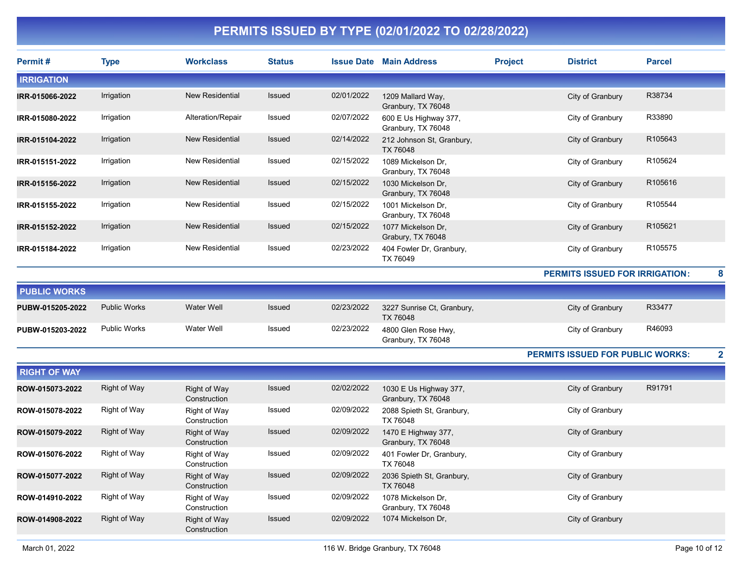# PERMITS ISSUED BY TYPE (02/01/2022 TO 02/28/2022)

| Permit # | Type | Workclass | Status | Issue Date | Main Address | Project | District | Parcel |
|---|---|---|---|---|---|---|---|---|
| **IRRIGATION** | | | | | | | | |
| **IRR-015066-2022** | Irrigation | New Residential | Issued | 02/01/2022 | 1209 Mallard Way, Granbury, TX 76048 | | City of Granbury | R38734 |
| **IRR-015080-2022** | Irrigation | Alteration/Repair | Issued | 02/07/2022 | 600 E Us Highway 377, Granbury, TX 76048 | | City of Granbury | R33890 |
| **IRR-015104-2022** | Irrigation | New Residential | Issued | 02/14/2022 | 212 Johnson St, Granbury, TX 76048 | | City of Granbury | R105643 |
| **IRR-015151-2022** | Irrigation | New Residential | Issued | 02/15/2022 | 1089 Mickelson Dr, Granbury, TX 76048 | | City of Granbury | R105624 |
| **IRR-015156-2022** | Irrigation | New Residential | Issued | 02/15/2022 | 1030 Mickelson Dr, Granbury, TX 76048 | | City of Granbury | R105616 |
| **IRR-015155-2022** | Irrigation | New Residential | Issued | 02/15/2022 | 1001 Mickelson Dr, Granbury, TX 76048 | | City of Granbury | R105544 |
| **IRR-015152-2022** | Irrigation | New Residential | Issued | 02/15/2022 | 1077 Mickelson Dr, Grabury, TX 76048 | | City of Granbury | R105621 |
| **IRR-015184-2022** | Irrigation | New Residential | Issued | 02/23/2022 | 404 Fowler Dr, Granbury, TX 76049 | | City of Granbury | R105575 |
| | | | | | | | **PERMITS ISSUED FOR IRRIGATION:** | **8** |
| **PUBLIC WORKS** | | | | | | | | |
| **PUBW-015205-2022** | Public Works | Water Well | Issued | 02/23/2022 | 3227 Sunrise Ct, Granbury, TX 76048 | | City of Granbury | R33477 |
| **PUBW-015203-2022** | Public Works | Water Well | Issued | 02/23/2022 | 4800 Glen Rose Hwy, Granbury, TX 76048 | | City of Granbury | R46093 |
| | | | | | | | **PERMITS ISSUED FOR PUBLIC WORKS:** | **2** |
| **RIGHT OF WAY** | | | | | | | | |
| **ROW-015073-2022** | Right of Way | Right of Way Construction | Issued | 02/02/2022 | 1030 E Us Highway 377, Granbury, TX 76048 | | City of Granbury | R91791 |
| **ROW-015078-2022** | Right of Way | Right of Way Construction | Issued | 02/09/2022 | 2088 Spieth St, Granbury, TX 76048 | | City of Granbury | |
| **ROW-015079-2022** | Right of Way | Right of Way Construction | Issued | 02/09/2022 | 1470 E Highway 377, Granbury, TX 76048 | | City of Granbury | |
| **ROW-015076-2022** | Right of Way | Right of Way Construction | Issued | 02/09/2022 | 401 Fowler Dr, Granbury, TX 76048 | | City of Granbury | |
| **ROW-015077-2022** | Right of Way | Right of Way Construction | Issued | 02/09/2022 | 2036 Spieth St, Granbury, TX 76048 | | City of Granbury | |
| **ROW-014910-2022** | Right of Way | Right of Way Construction | Issued | 02/09/2022 | 1078 Mickelson Dr, Granbury, TX 76048 | | City of Granbury | |
| **ROW-014908-2022** | Right of Way | Right of Way Construction | Issued | 02/09/2022 | 1074 Mickelson Dr, | | City of Granbury | |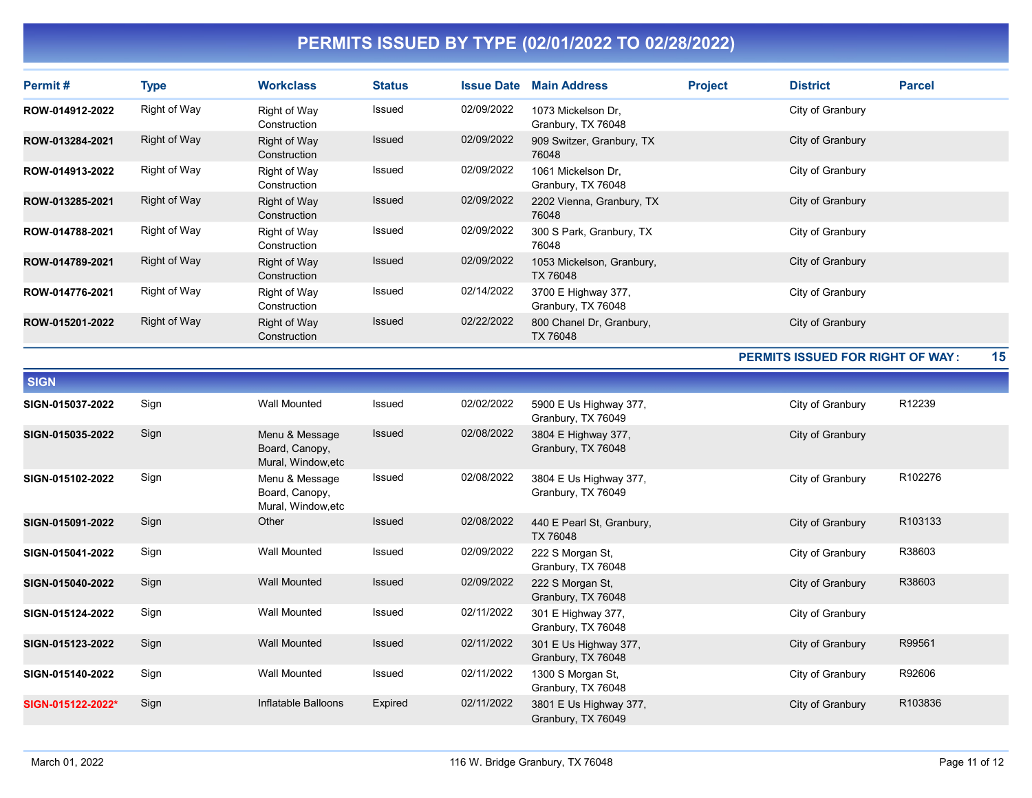# PERMITS ISSUED BY TYPE (02/01/2022 TO 02/28/2022)

| Permit # | Type | Workclass | Status | Issue Date | Main Address | Project | District | Parcel |
|---|---|---|---|---|---|---|---|---|
| ROW-014912-2022 | Right of Way | Right of Way Construction | Issued | 02/09/2022 | 1073 Mickelson Dr, Granbury, TX 76048 | | City of Granbury | |
| ROW-013284-2021 | Right of Way | Right of Way Construction | Issued | 02/09/2022 | 909 Switzer, Granbury, TX 76048 | | City of Granbury | |
| ROW-014913-2022 | Right of Way | Right of Way Construction | Issued | 02/09/2022 | 1061 Mickelson Dr, Granbury, TX 76048 | | City of Granbury | |
| ROW-013285-2021 | Right of Way | Right of Way Construction | Issued | 02/09/2022 | 2202 Vienna, Granbury, TX 76048 | | City of Granbury | |
| ROW-014788-2021 | Right of Way | Right of Way Construction | Issued | 02/09/2022 | 300 S Park, Granbury, TX 76048 | | City of Granbury | |
| ROW-014789-2021 | Right of Way | Right of Way Construction | Issued | 02/09/2022 | 1053 Mickelson, Granbury, TX 76048 | | City of Granbury | |
| ROW-014776-2021 | Right of Way | Right of Way Construction | Issued | 02/14/2022 | 3700 E Highway 377, Granbury, TX 76048 | | City of Granbury | |
| ROW-015201-2022 | Right of Way | Right of Way Construction | Issued | 02/22/2022 | 800 Chanel Dr, Granbury, TX 76048 | | City of Granbury | |

**PERMITS ISSUED FOR RIGHT OF WAY: 15**

## SIGN

| Permit # | Type | Workclass | Status | Issue Date | Main Address | Project | District | Parcel |
|---|---|---|---|---|---|---|---|---|
| SIGN-015037-2022 | Sign | Wall Mounted | Issued | 02/02/2022 | 5900 E Us Highway 377, Granbury, TX 76049 | | City of Granbury | R12239 |
| SIGN-015035-2022 | Sign | Menu & Message Board, Canopy, Mural, Window,etc | Issued | 02/08/2022 | 3804 E Highway 377, Granbury, TX 76048 | | City of Granbury | |
| SIGN-015102-2022 | Sign | Menu & Message Board, Canopy, Mural, Window,etc | Issued | 02/08/2022 | 3804 E Us Highway 377, Granbury, TX 76049 | | City of Granbury | R102276 |
| SIGN-015091-2022 | Sign | Other | Issued | 02/08/2022 | 440 E Pearl St, Granbury, TX 76048 | | City of Granbury | R103133 |
| SIGN-015041-2022 | Sign | Wall Mounted | Issued | 02/09/2022 | 222 S Morgan St, Granbury, TX 76048 | | City of Granbury | R38603 |
| SIGN-015040-2022 | Sign | Wall Mounted | Issued | 02/09/2022 | 222 S Morgan St, Granbury, TX 76048 | | City of Granbury | R38603 |
| SIGN-015124-2022 | Sign | Wall Mounted | Issued | 02/11/2022 | 301 E Highway 377, Granbury, TX 76048 | | City of Granbury | |
| SIGN-015123-2022 | Sign | Wall Mounted | Issued | 02/11/2022 | 301 E Us Highway 377, Granbury, TX 76048 | | City of Granbury | R99561 |
| SIGN-015140-2022 | Sign | Wall Mounted | Issued | 02/11/2022 | 1300 S Morgan St, Granbury, TX 76048 | | City of Granbury | R92606 |
| SIGN-015122-2022* | Sign | Inflatable Balloons | Expired | 02/11/2022 | 3801 E Us Highway 377, Granbury, TX 76049 | | City of Granbury | R103836 |

March 01, 2022 — 116 W. Bridge Granbury, TX 76048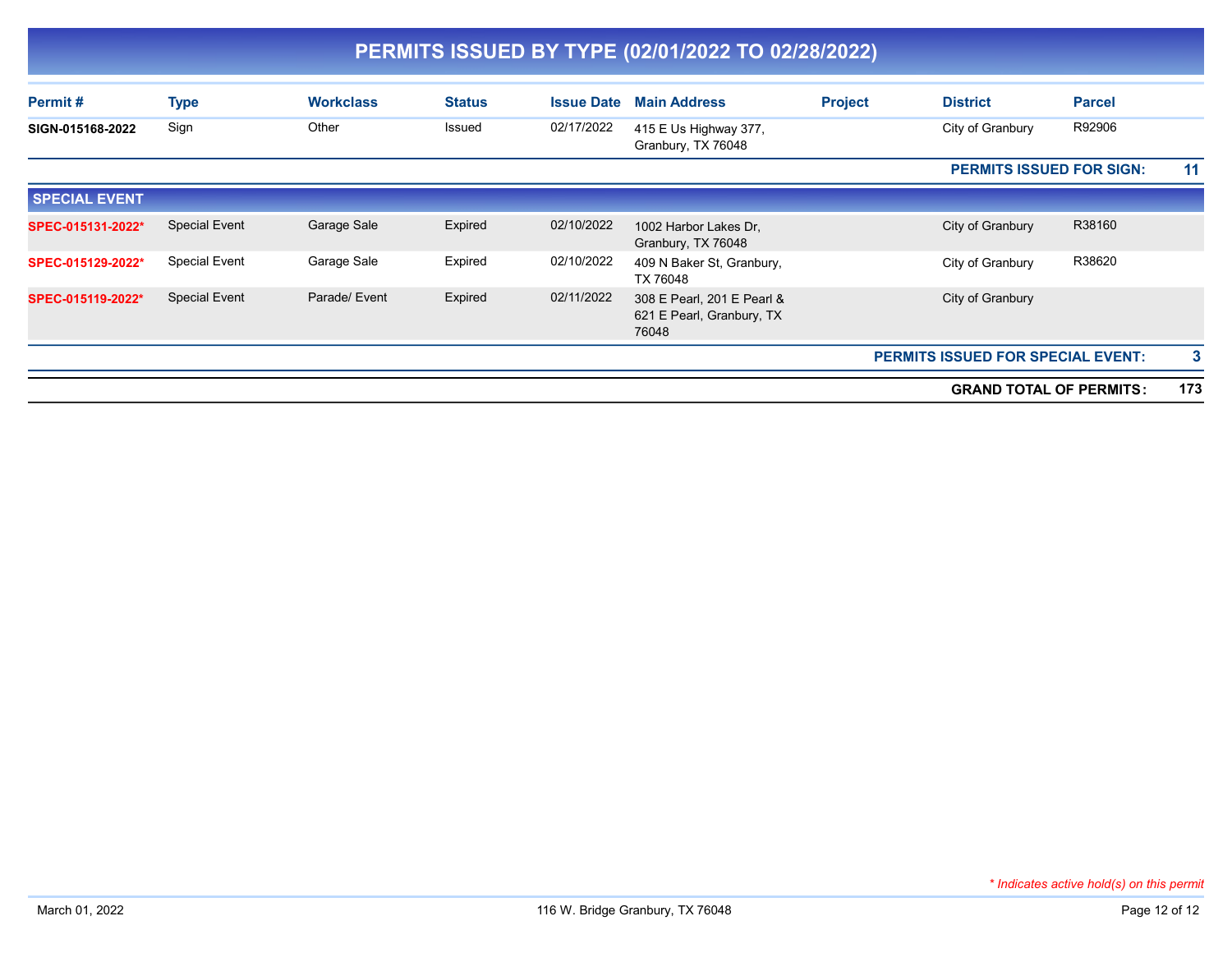# PERMITS ISSUED BY TYPE (02/01/2022 TO 02/28/2022)

| Permit # | Type | Workclass | Status | Issue Date | Main Address | Project | District | Parcel |
|---|---|---|---|---|---|---|---|---|
| SIGN-015168-2022 | Sign | Other | Issued | 02/17/2022 | 415 E Us Highway 377, Granbury, TX 76048 | | City of Granbury | R92906 |

**PERMITS ISSUED FOR SIGN: 11**

## SPECIAL EVENT

| Permit # | Type | Workclass | Status | Issue Date | Main Address | Project | District | Parcel |
|---|---|---|---|---|---|---|---|---|
| SPEC-015131-2022* | Special Event | Garage Sale | Expired | 02/10/2022 | 1002 Harbor Lakes Dr, Granbury, TX 76048 | | City of Granbury | R38160 |
| SPEC-015129-2022* | Special Event | Garage Sale | Expired | 02/10/2022 | 409 N Baker St, Granbury, TX 76048 | | City of Granbury | R38620 |
| SPEC-015119-2022* | Special Event | Parade/ Event | Expired | 02/11/2022 | 308 E Pearl, 201 E Pearl & 621 E Pearl, Granbury, TX 76048 | | City of Granbury | |

**PERMITS ISSUED FOR SPECIAL EVENT: 3**

**GRAND TOTAL OF PERMITS: 173**

*\* Indicates active hold(s) on this permit*

March 01, 2022

116 W. Bridge Granbury, TX 76048